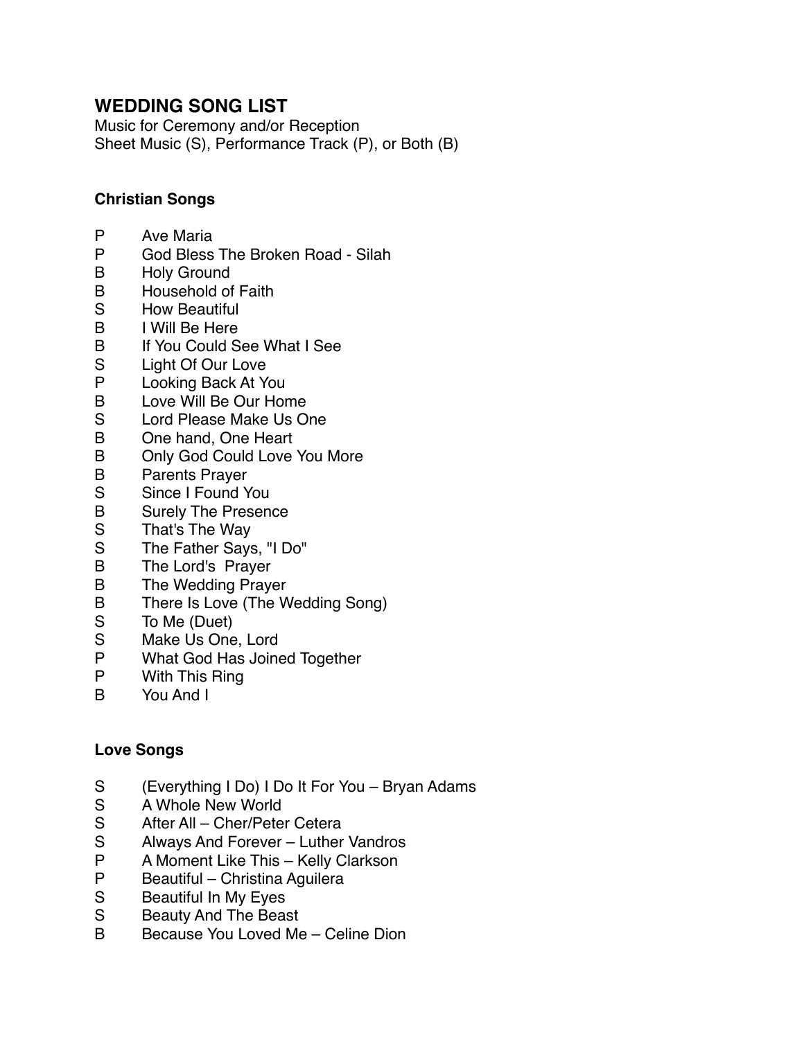# WEDDING SONG LIST

Music for Ceremony and/or Reception
Sheet Music (S), Performance Track (P), or Both (B)

### Christian Songs

P Ave Maria
P God Bless The Broken Road - Silah
B Holy Ground
B Household of Faith
S How Beautiful
B I Will Be Here
B If You Could See What I See
S Light Of Our Love
P Looking Back At You
B Love Will Be Our Home
S Lord Please Make Us One
B One hand, One Heart
B Only God Could Love You More
B Parents Prayer
S Since I Found You
B Surely The Presence
S That's The Way
S The Father Says, "I Do"
B The Lord's Prayer
B The Wedding Prayer
B There Is Love (The Wedding Song)
S To Me (Duet)
S Make Us One, Lord
P What God Has Joined Together
P With This Ring
B You And I

### Love Songs

S (Everything I Do) I Do It For You – Bryan Adams
S A Whole New World
S After All – Cher/Peter Cetera
S Always And Forever – Luther Vandros
P A Moment Like This – Kelly Clarkson
P Beautiful – Christina Aguilera
S Beautiful In My Eyes
S Beauty And The Beast
B Because You Loved Me – Celine Dion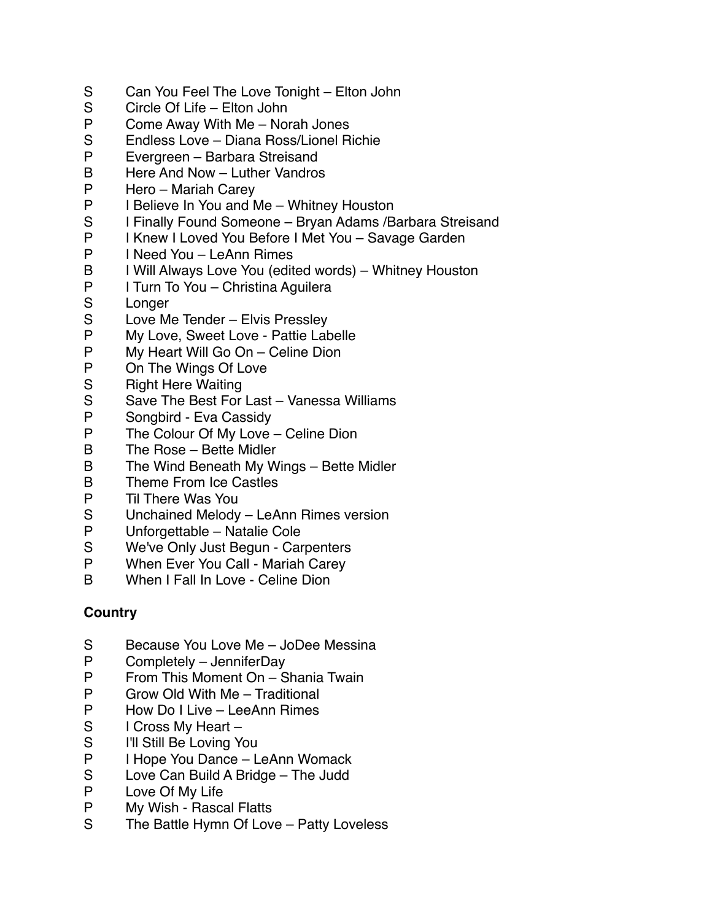S Can You Feel The Love Tonight – Elton John
S Circle Of Life – Elton John
P Come Away With Me – Norah Jones
S Endless Love – Diana Ross/Lionel Richie
P Evergreen – Barbara Streisand
B Here And Now – Luther Vandros
P Hero – Mariah Carey
P I Believe In You and Me – Whitney Houston
S I Finally Found Someone – Bryan Adams /Barbara Streisand
P I Knew I Loved You Before I Met You – Savage Garden
P I Need You – LeAnn Rimes
B I Will Always Love You (edited words) – Whitney Houston
P I Turn To You – Christina Aguilera
S Longer
S Love Me Tender – Elvis Pressley
P My Love, Sweet Love - Pattie Labelle
P My Heart Will Go On – Celine Dion
P On The Wings Of Love
S Right Here Waiting
S Save The Best For Last – Vanessa Williams
P Songbird - Eva Cassidy
P The Colour Of My Love – Celine Dion
B The Rose – Bette Midler
B The Wind Beneath My Wings – Bette Midler
B Theme From Ice Castles
P Til There Was You
S Unchained Melody – LeAnn Rimes version
P Unforgettable – Natalie Cole
S We've Only Just Begun - Carpenters
P When Ever You Call - Mariah Carey
B When I Fall In Love - Celine Dion

**Country**

S Because You Love Me – JoDee Messina
P Completely – JenniferDay
P From This Moment On – Shania Twain
P Grow Old With Me – Traditional
P How Do I Live – LeeAnn Rimes
S I Cross My Heart –
S I'll Still Be Loving You
P I Hope You Dance – LeAnn Womack
S Love Can Build A Bridge – The Judd
P Love Of My Life
P My Wish - Rascal Flatts
S The Battle Hymn Of Love – Patty Loveless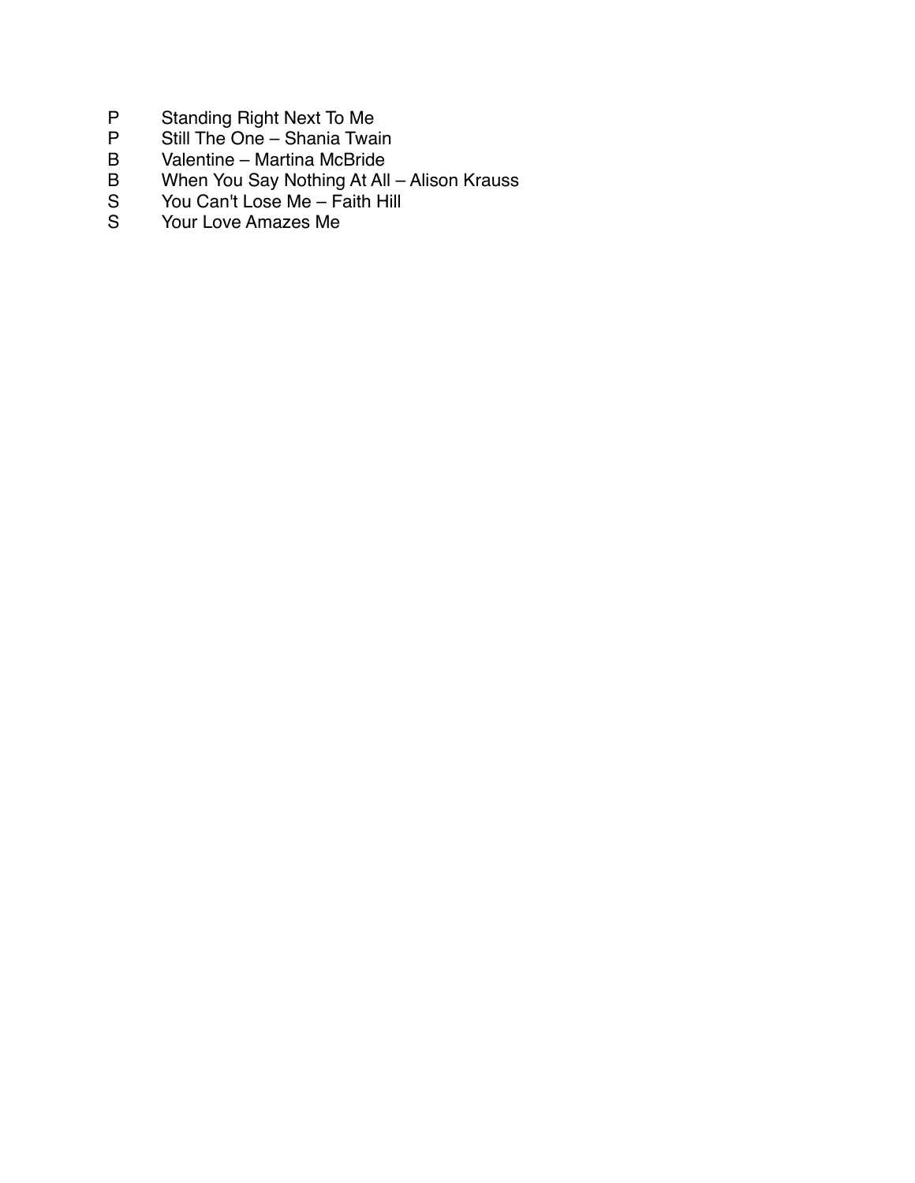P Standing Right Next To Me
P Still The One – Shania Twain
B Valentine – Martina McBride
B When You Say Nothing At All – Alison Krauss
S You Can't Lose Me – Faith Hill
S Your Love Amazes Me